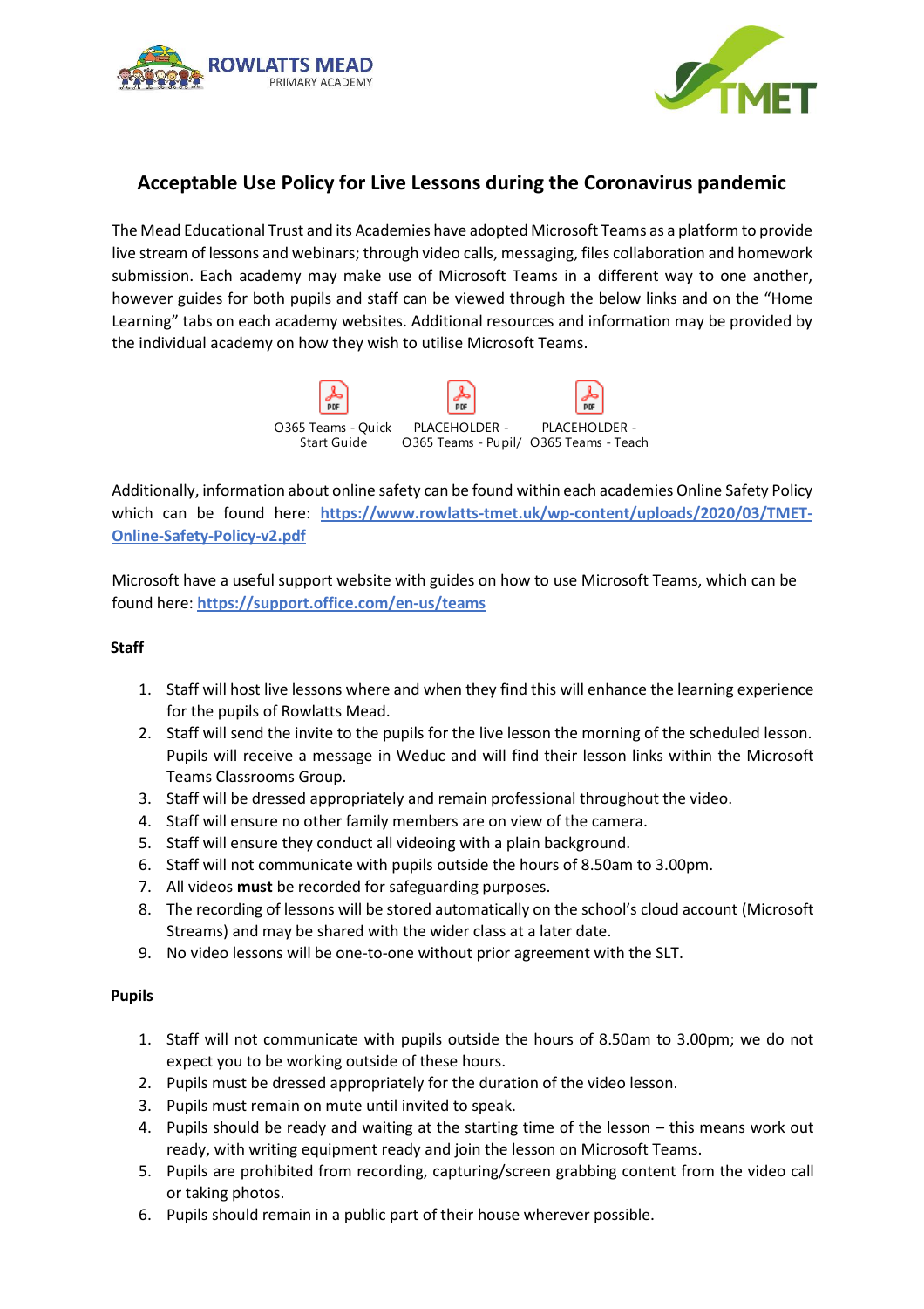# Acceptable Use Policy for Live Lessons during the Coronavirus pandemic

The Mead Educational Trust and its Academies have adopted Microsoft Teams as a platform to provide live stream of lessons and webinars; through video calls, messaging, files collaboration and homework submission. Each academy may make use of Microsoft Teams in a different way to one another, however guides for both pupils and staff can be viewed through the below links and on the "Home Learning" tabs on each academy websites. Additional resources and information may be provided by the individual academy on how they wish to utilise Microsoft Teams.

O365 Teams - Quick Start Guide | PLACEHOLDER - O365 Teams - Pupil/ | PLACEHOLDER - O365 Teams - Teach

Additionally, information about online safety can be found within each academies Online Safety Policy which can be found here: **https://www.rowlatts-tmet.uk/wp-content/uploads/2020/03/TMET-Online-Safety-Policy-v2.pdf**

Microsoft have a useful support website with guides on how to use Microsoft Teams, which can be found here: **https://support.office.com/en-us/teams**

**Staff**

1. Staff will host live lessons where and when they find this will enhance the learning experience for the pupils of Rowlatts Mead.
2. Staff will send the invite to the pupils for the live lesson the morning of the scheduled lesson. Pupils will receive a message in Weduc and will find their lesson links within the Microsoft Teams Classrooms Group.
3. Staff will be dressed appropriately and remain professional throughout the video.
4. Staff will ensure no other family members are on view of the camera.
5. Staff will ensure they conduct all videoing with a plain background.
6. Staff will not communicate with pupils outside the hours of 8.50am to 3.00pm.
7. All videos **must** be recorded for safeguarding purposes.
8. The recording of lessons will be stored automatically on the school's cloud account (Microsoft Streams) and may be shared with the wider class at a later date.
9. No video lessons will be one-to-one without prior agreement with the SLT.

**Pupils**

1. Staff will not communicate with pupils outside the hours of 8.50am to 3.00pm; we do not expect you to be working outside of these hours.
2. Pupils must be dressed appropriately for the duration of the video lesson.
3. Pupils must remain on mute until invited to speak.
4. Pupils should be ready and waiting at the starting time of the lesson – this means work out ready, with writing equipment ready and join the lesson on Microsoft Teams.
5. Pupils are prohibited from recording, capturing/screen grabbing content from the video call or taking photos.
6. Pupils should remain in a public part of their house wherever possible.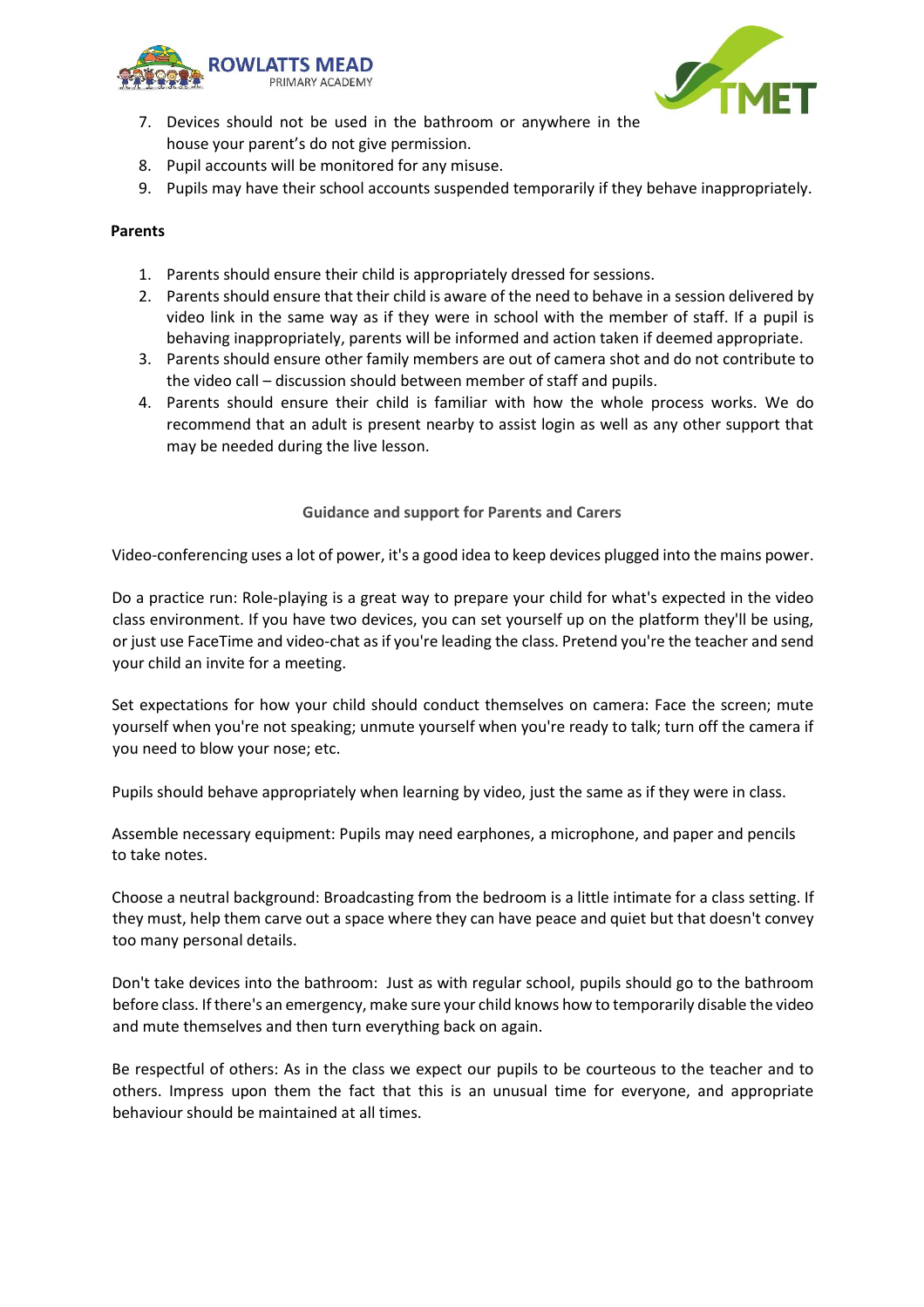7. Devices should not be used in the bathroom or anywhere in the house your parent's do not give permission.
8. Pupil accounts will be monitored for any misuse.
9. Pupils may have their school accounts suspended temporarily if they behave inappropriately.

**Parents**

1. Parents should ensure their child is appropriately dressed for sessions.
2. Parents should ensure that their child is aware of the need to behave in a session delivered by video link in the same way as if they were in school with the member of staff. If a pupil is behaving inappropriately, parents will be informed and action taken if deemed appropriate.
3. Parents should ensure other family members are out of camera shot and do not contribute to the video call – discussion should between member of staff and pupils.
4. Parents should ensure their child is familiar with how the whole process works. We do recommend that an adult is present nearby to assist login as well as any other support that may be needed during the live lesson.

**Guidance and support for Parents and Carers**

Video-conferencing uses a lot of power, it's a good idea to keep devices plugged into the mains power.

Do a practice run: Role-playing is a great way to prepare your child for what's expected in the video class environment. If you have two devices, you can set yourself up on the platform they'll be using, or just use FaceTime and video-chat as if you're leading the class. Pretend you're the teacher and send your child an invite for a meeting.

Set expectations for how your child should conduct themselves on camera: Face the screen; mute yourself when you're not speaking; unmute yourself when you're ready to talk; turn off the camera if you need to blow your nose; etc.

Pupils should behave appropriately when learning by video, just the same as if they were in class.

Assemble necessary equipment: Pupils may need earphones, a microphone, and paper and pencils to take notes.

Choose a neutral background: Broadcasting from the bedroom is a little intimate for a class setting. If they must, help them carve out a space where they can have peace and quiet but that doesn't convey too many personal details.

Don't take devices into the bathroom: Just as with regular school, pupils should go to the bathroom before class. If there's an emergency, make sure your child knows how to temporarily disable the video and mute themselves and then turn everything back on again.

Be respectful of others: As in the class we expect our pupils to be courteous to the teacher and to others. Impress upon them the fact that this is an unusual time for everyone, and appropriate behaviour should be maintained at all times.